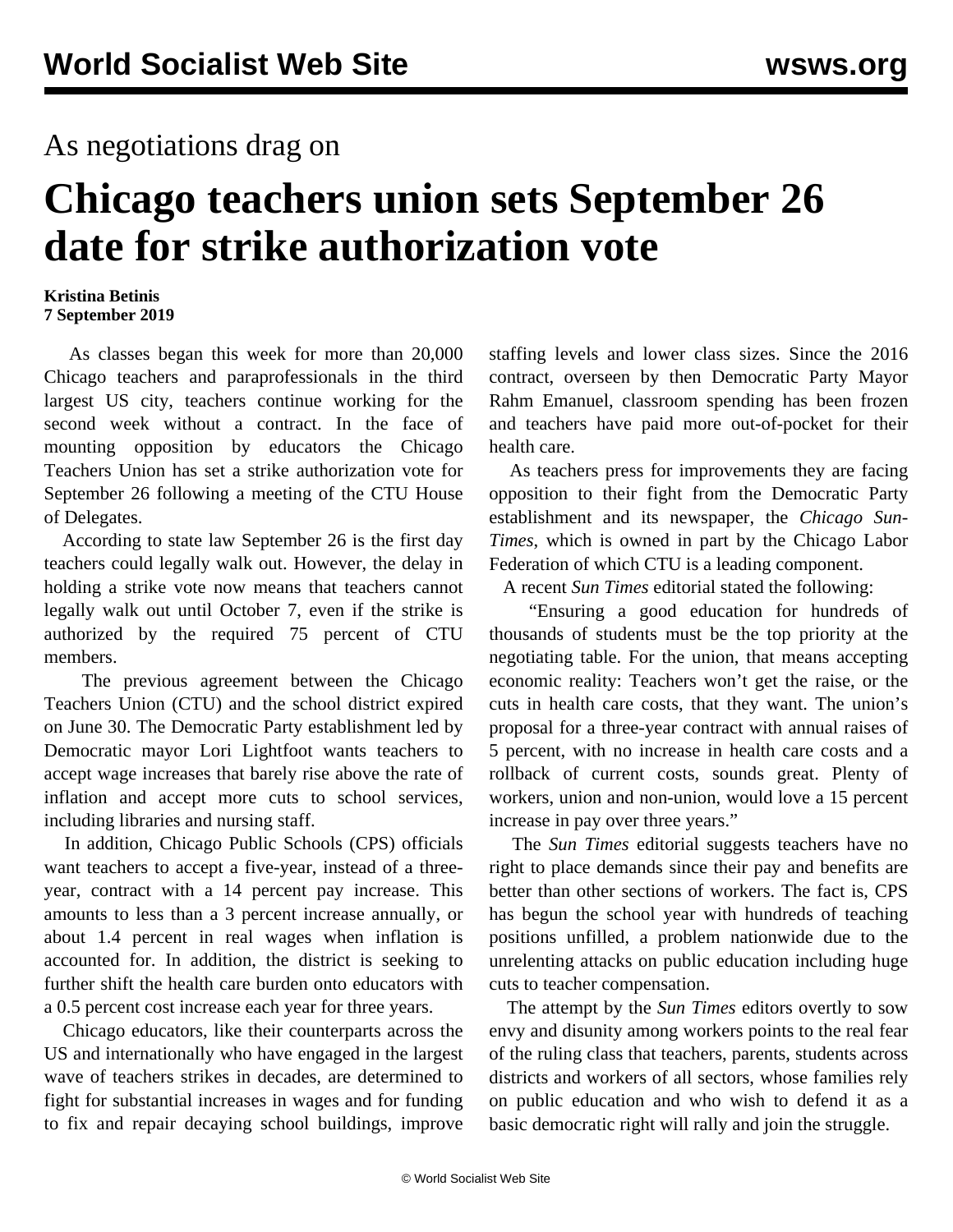As negotiations drag on

# Chicago teachers union sets September 26 date for strike authorization vote

**Kristina Betinis**
**7 September 2019**

As classes began this week for more than 20,000 Chicago teachers and paraprofessionals in the third largest US city, teachers continue working for the second week without a contract. In the face of mounting opposition by educators the Chicago Teachers Union has set a strike authorization vote for September 26 following a meeting of the CTU House of Delegates.

According to state law September 26 is the first day teachers could legally walk out. However, the delay in holding a strike vote now means that teachers cannot legally walk out until October 7, even if the strike is authorized by the required 75 percent of CTU members.

The previous agreement between the Chicago Teachers Union (CTU) and the school district expired on June 30. The Democratic Party establishment led by Democratic mayor Lori Lightfoot wants teachers to accept wage increases that barely rise above the rate of inflation and accept more cuts to school services, including libraries and nursing staff.

In addition, Chicago Public Schools (CPS) officials want teachers to accept a five-year, instead of a three-year, contract with a 14 percent pay increase. This amounts to less than a 3 percent increase annually, or about 1.4 percent in real wages when inflation is accounted for. In addition, the district is seeking to further shift the health care burden onto educators with a 0.5 percent cost increase each year for three years.

Chicago educators, like their counterparts across the US and internationally who have engaged in the largest wave of teachers strikes in decades, are determined to fight for substantial increases in wages and for funding to fix and repair decaying school buildings, improve staffing levels and lower class sizes. Since the 2016 contract, overseen by then Democratic Party Mayor Rahm Emanuel, classroom spending has been frozen and teachers have paid more out-of-pocket for their health care.

As teachers press for improvements they are facing opposition to their fight from the Democratic Party establishment and its newspaper, the *Chicago Sun-Times*, which is owned in part by the Chicago Labor Federation of which CTU is a leading component.

A recent *Sun Times* editorial stated the following:

> "Ensuring a good education for hundreds of thousands of students must be the top priority at the negotiating table. For the union, that means accepting economic reality: Teachers won't get the raise, or the cuts in health care costs, that they want. The union's proposal for a three-year contract with annual raises of 5 percent, with no increase in health care costs and a rollback of current costs, sounds great. Plenty of workers, union and non-union, would love a 15 percent increase in pay over three years."

The *Sun Times* editorial suggests teachers have no right to place demands since their pay and benefits are better than other sections of workers. The fact is, CPS has begun the school year with hundreds of teaching positions unfilled, a problem nationwide due to the unrelenting attacks on public education including huge cuts to teacher compensation.

The attempt by the *Sun Times* editors overtly to sow envy and disunity among workers points to the real fear of the ruling class that teachers, parents, students across districts and workers of all sectors, whose families rely on public education and who wish to defend it as a basic democratic right will rally and join the struggle.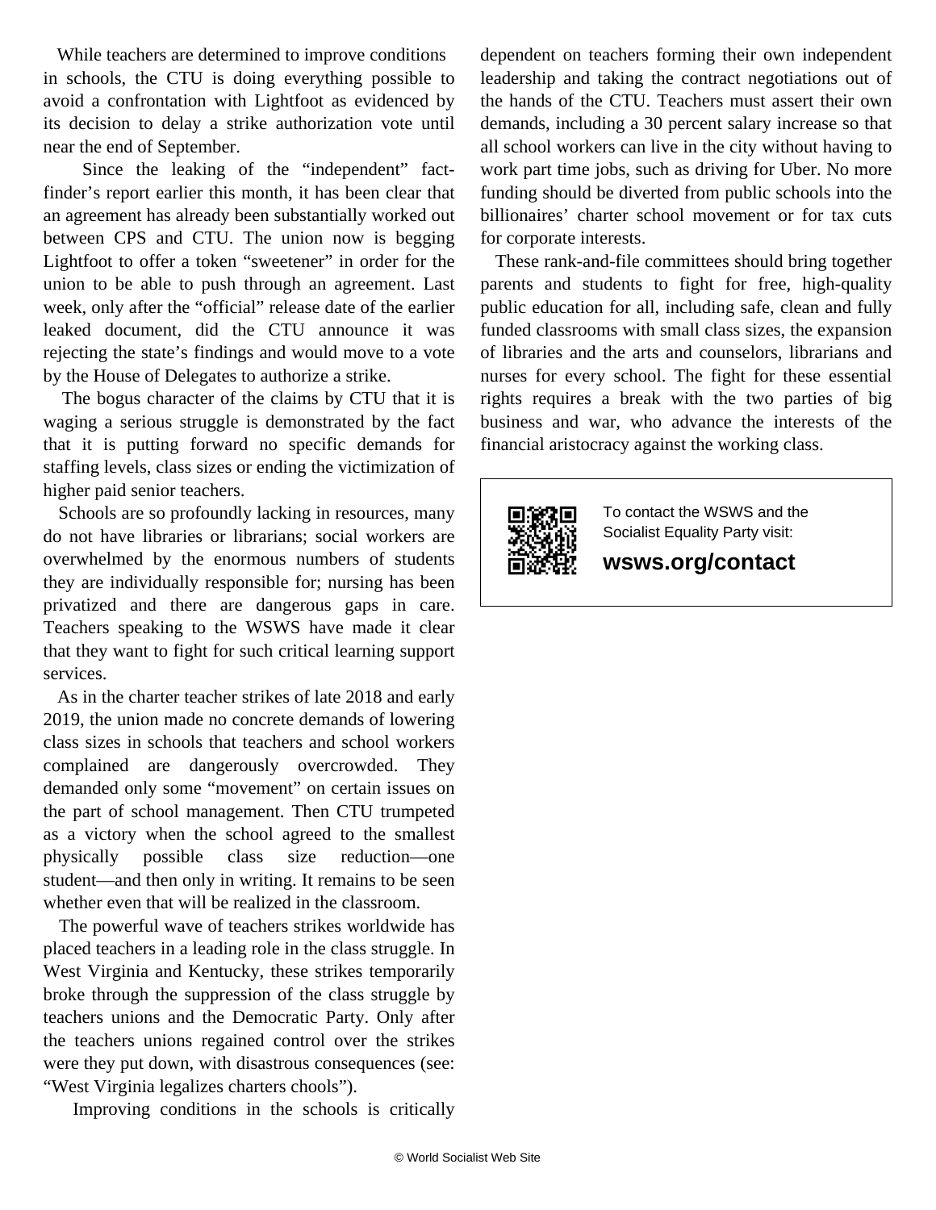While teachers are determined to improve conditions in schools, the CTU is doing everything possible to avoid a confrontation with Lightfoot as evidenced by its decision to delay a strike authorization vote until near the end of September.

Since the leaking of the "independent" fact-finder's report earlier this month, it has been clear that an agreement has already been substantially worked out between CPS and CTU. The union now is begging Lightfoot to offer a token "sweetener" in order for the union to be able to push through an agreement. Last week, only after the "official" release date of the earlier leaked document, did the CTU announce it was rejecting the state's findings and would move to a vote by the House of Delegates to authorize a strike.

The bogus character of the claims by CTU that it is waging a serious struggle is demonstrated by the fact that it is putting forward no specific demands for staffing levels, class sizes or ending the victimization of higher paid senior teachers.

Schools are so profoundly lacking in resources, many do not have libraries or librarians; social workers are overwhelmed by the enormous numbers of students they are individually responsible for; nursing has been privatized and there are dangerous gaps in care. Teachers speaking to the WSWS have made it clear that they want to fight for such critical learning support services.

As in the charter teacher strikes of late 2018 and early 2019, the union made no concrete demands of lowering class sizes in schools that teachers and school workers complained are dangerously overcrowded. They demanded only some "movement" on certain issues on the part of school management. Then CTU trumpeted as a victory when the school agreed to the smallest physically possible class size reduction—one student—and then only in writing. It remains to be seen whether even that will be realized in the classroom.

The powerful wave of teachers strikes worldwide has placed teachers in a leading role in the class struggle. In West Virginia and Kentucky, these strikes temporarily broke through the suppression of the class struggle by teachers unions and the Democratic Party. Only after the teachers unions regained control over the strikes were they put down, with disastrous consequences (see: "West Virginia legalizes charters chools").

Improving conditions in the schools is critically dependent on teachers forming their own independent leadership and taking the contract negotiations out of the hands of the CTU. Teachers must assert their own demands, including a 30 percent salary increase so that all school workers can live in the city without having to work part time jobs, such as driving for Uber. No more funding should be diverted from public schools into the billionaires' charter school movement or for tax cuts for corporate interests.

These rank-and-file committees should bring together parents and students to fight for free, high-quality public education for all, including safe, clean and fully funded classrooms with small class sizes, the expansion of libraries and the arts and counselors, librarians and nurses for every school. The fight for these essential rights requires a break with the two parties of big business and war, who advance the interests of the financial aristocracy against the working class.

To contact the WSWS and the Socialist Equality Party visit:

**wsws.org/contact**